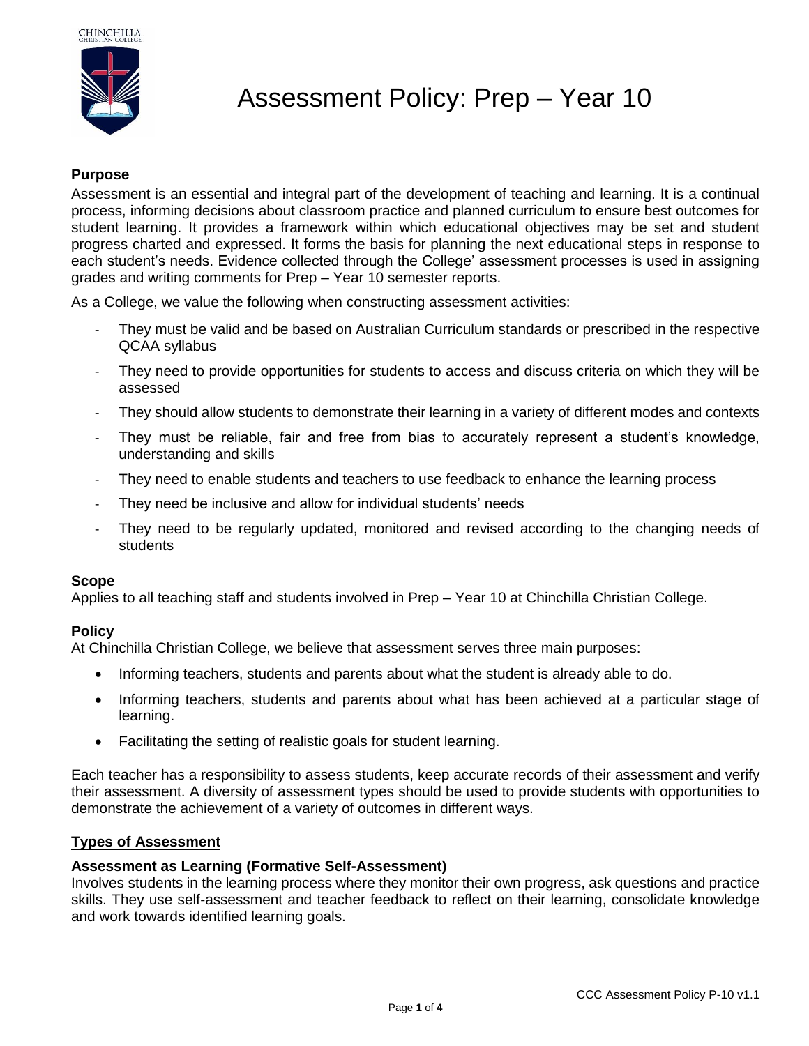# Assessment Policy: Prep – Year 10

**Purpose**

Assessment is an essential and integral part of the development of teaching and learning. It is a continual process, informing decisions about classroom practice and planned curriculum to ensure best outcomes for student learning. It provides a framework within which educational objectives may be set and student progress charted and expressed. It forms the basis for planning the next educational steps in response to each student's needs. Evidence collected through the College' assessment processes is used in assigning grades and writing comments for Prep – Year 10 semester reports.

As a College, we value the following when constructing assessment activities:

- They must be valid and be based on Australian Curriculum standards or prescribed in the respective QCAA syllabus
- They need to provide opportunities for students to access and discuss criteria on which they will be assessed
- They should allow students to demonstrate their learning in a variety of different modes and contexts
- They must be reliable, fair and free from bias to accurately represent a student's knowledge, understanding and skills
- They need to enable students and teachers to use feedback to enhance the learning process
- They need be inclusive and allow for individual students' needs
- They need to be regularly updated, monitored and revised according to the changing needs of students

**Scope**

Applies to all teaching staff and students involved in Prep – Year 10 at Chinchilla Christian College.

**Policy**

At Chinchilla Christian College, we believe that assessment serves three main purposes:

- Informing teachers, students and parents about what the student is already able to do.
- Informing teachers, students and parents about what has been achieved at a particular stage of learning.
- Facilitating the setting of realistic goals for student learning.

Each teacher has a responsibility to assess students, keep accurate records of their assessment and verify their assessment. A diversity of assessment types should be used to provide students with opportunities to demonstrate the achievement of a variety of outcomes in different ways.

**Types of Assessment**

**Assessment as Learning (Formative Self-Assessment)**

Involves students in the learning process where they monitor their own progress, ask questions and practice skills. They use self-assessment and teacher feedback to reflect on their learning, consolidate knowledge and work towards identified learning goals.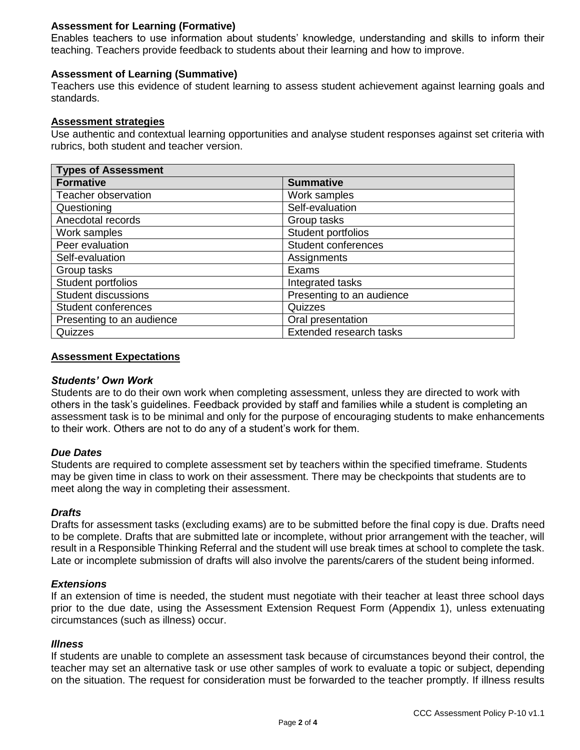**Assessment for Learning (Formative)**
Enables teachers to use information about students' knowledge, understanding and skills to inform their teaching. Teachers provide feedback to students about their learning and how to improve.

**Assessment of Learning (Summative)**
Teachers use this evidence of student learning to assess student achievement against learning goals and standards.

**Assessment strategies**
Use authentic and contextual learning opportunities and analyse student responses against set criteria with rubrics, both student and teacher version.

| **Types of Assessment** | |
|---|---|
| **Formative** | **Summative** |
| Teacher observation | Work samples |
| Questioning | Self-evaluation |
| Anecdotal records | Group tasks |
| Work samples | Student portfolios |
| Peer evaluation | Student conferences |
| Self-evaluation | Assignments |
| Group tasks | Exams |
| Student portfolios | Integrated tasks |
| Student discussions | Presenting to an audience |
| Student conferences | Quizzes |
| Presenting to an audience | Oral presentation |
| Quizzes | Extended research tasks |

**Assessment Expectations**

***Students' Own Work***
Students are to do their own work when completing assessment, unless they are directed to work with others in the task's guidelines. Feedback provided by staff and families while a student is completing an assessment task is to be minimal and only for the purpose of encouraging students to make enhancements to their work. Others are not to do any of a student's work for them.

***Due Dates***
Students are required to complete assessment set by teachers within the specified timeframe. Students may be given time in class to work on their assessment. There may be checkpoints that students are to meet along the way in completing their assessment.

***Drafts***
Drafts for assessment tasks (excluding exams) are to be submitted before the final copy is due. Drafts need to be complete. Drafts that are submitted late or incomplete, without prior arrangement with the teacher, will result in a Responsible Thinking Referral and the student will use break times at school to complete the task. Late or incomplete submission of drafts will also involve the parents/carers of the student being informed.

***Extensions***
If an extension of time is needed, the student must negotiate with their teacher at least three school days prior to the due date, using the Assessment Extension Request Form (Appendix 1), unless extenuating circumstances (such as illness) occur.

***Illness***
If students are unable to complete an assessment task because of circumstances beyond their control, the teacher may set an alternative task or use other samples of work to evaluate a topic or subject, depending on the situation. The request for consideration must be forwarded to the teacher promptly. If illness results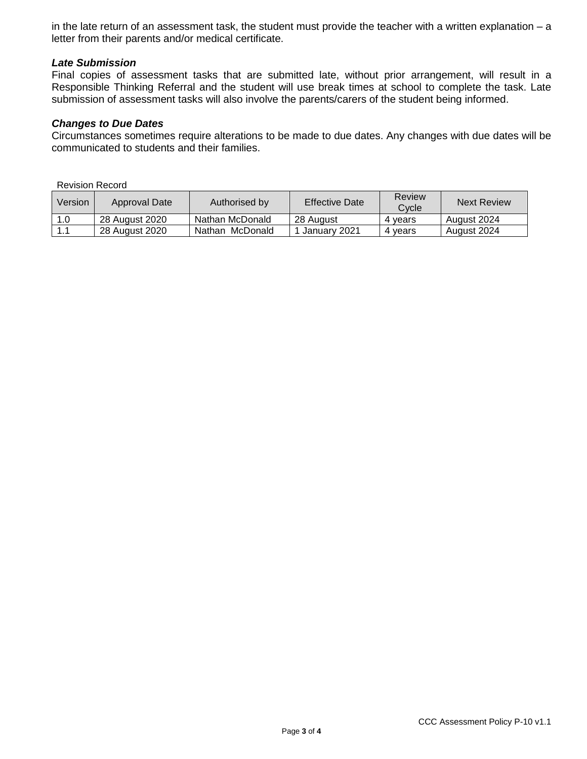in the late return of an assessment task, the student must provide the teacher with a written explanation – a letter from their parents and/or medical certificate.

***Late Submission***

Final copies of assessment tasks that are submitted late, without prior arrangement, will result in a Responsible Thinking Referral and the student will use break times at school to complete the task. Late submission of assessment tasks will also involve the parents/carers of the student being informed.

***Changes to Due Dates***

Circumstances sometimes require alterations to be made to due dates. Any changes with due dates will be communicated to students and their families.

Revision Record

| Version | Approval Date | Authorised by | Effective Date | Review Cycle | Next Review |
|---|---|---|---|---|---|
| 1.0 | 28 August 2020 | Nathan McDonald | 28 August | 4 years | August 2024 |
| 1.1 | 28 August 2020 | Nathan McDonald | 1 January 2021 | 4 years | August 2024 |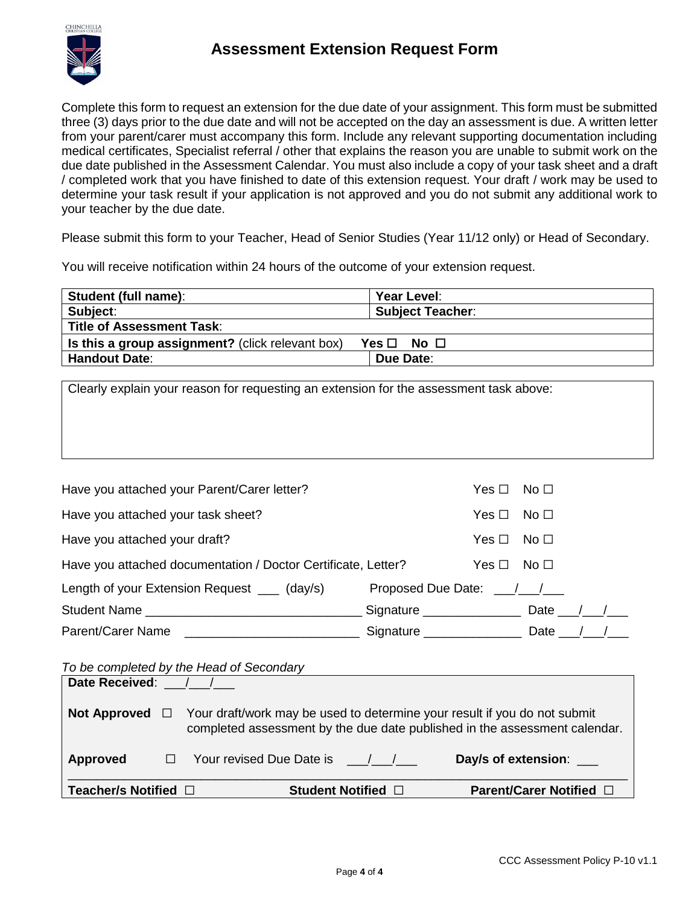# Assessment Extension Request Form

Complete this form to request an extension for the due date of your assignment. This form must be submitted three (3) days prior to the due date and will not be accepted on the day an assessment is due. A written letter from your parent/carer must accompany this form. Include any relevant supporting documentation including medical certificates, Specialist referral / other that explains the reason you are unable to submit work on the due date published in the Assessment Calendar. You must also include a copy of your task sheet and a draft / completed work that you have finished to date of this extension request. Your draft / work may be used to determine your task result if your application is not approved and you do not submit any additional work to your teacher by the due date.

Please submit this form to your Teacher, Head of Senior Studies (Year 11/12 only) or Head of Secondary.

You will receive notification within 24 hours of the outcome of your extension request.

| | |
|---|---|
| **Student (full name)**: | **Year Level**: |
| **Subject**: | **Subject Teacher**: |
| **Title of Assessment Task**: | |
| **Is this a group assignment?** (click relevant box) | **Yes ☐ No ☐** |
| **Handout Date**: | **Due Date**: |

| |
|---|
| Clearly explain your reason for requesting an extension for the assessment task above: |

Have you attached your Parent/Carer letter? Yes ☐ No ☐

Have you attached your task sheet? Yes ☐ No ☐

Have you attached your draft? Yes ☐ No ☐

Have you attached documentation / Doctor Certificate, Letter? Yes ☐ No ☐

Length of your Extension Request ___ (day/s) Proposed Due Date: ___/___/___

Student Name ______________________________ Signature ______________ Date ___/___/___

Parent/Carer Name ________________________ Signature ______________ Date ___/___/___

*To be completed by the Head of Secondary*

| | | |
|---|---|---|
| **Date Received**: ___/___/___ | | |
| **Not Approved** ☐ | Your draft/work may be used to determine your result if you do not submit completed assessment by the due date published in the assessment calendar. | |
| **Approved** ☐ | Your revised Due Date is ___/___/___ | **Day/s of extension**: ___ |
| **Teacher/s Notified** ☐ | **Student Notified** ☐ | **Parent/Carer Notified** ☐ |

CCC Assessment Policy P-10 v1.1